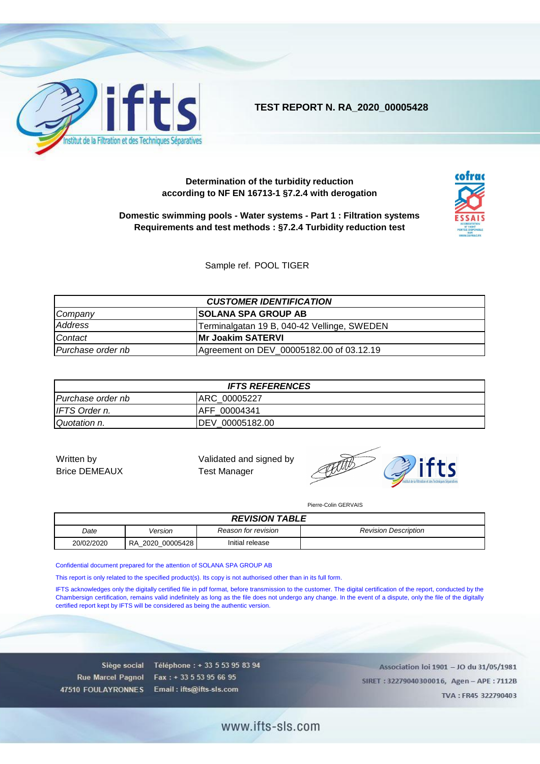# TEST REPORT N. RA_2020_00005428

**Determination of the turbidity reduction**
**according to NF EN 16713-1 §7.2.4 with derogation**

**Domestic swimming pools - Water systems - Part 1 : Filtration systems**
**Requirements and test methods : §7.2.4 Turbidity reduction test**

Sample ref. POOL TIGER

| ***CUSTOMER IDENTIFICATION*** | |
|---|---|
| *Company* | **SOLANA SPA GROUP AB** |
| *Address* | Terminalgatan 19 B, 040-42 Vellinge, SWEDEN |
| *Contact* | **Mr Joakim SATERVI** |
| *Purchase order nb* | Agreement on DEV_00005182.00 of 03.12.19 |

| ***IFTS REFERENCES*** | |
|---|---|
| *Purchase order nb* | ARC_00005227 |
| *IFTS Order n.* | AFF_00004341 |
| *Quotation n.* | DEV_00005182.00 |

Written by
Brice DEMEAUX

Validated and signed by
Test Manager

Pierre-Colin GERVAIS

| ***REVISION TABLE*** | | | |
|---|---|---|---|
| *Date* | *Version* | *Reason for revision* | *Revision Description* |
| 20/02/2020 | RA_2020_00005428 | Initial release | |

Confidential document prepared for the attention of SOLANA SPA GROUP AB

This report is only related to the specified product(s). Its copy is not authorised other than in its full form.

IFTS acknowledges only the digitally certified file in pdf format, before transmission to the customer. The digital certification of the report, conducted by the Chambersign certification, remains valid indefinitely as long as the file does not undergo any change. In the event of a dispute, only the file of the digitally certified report kept by IFTS will be considered as being the authentic version.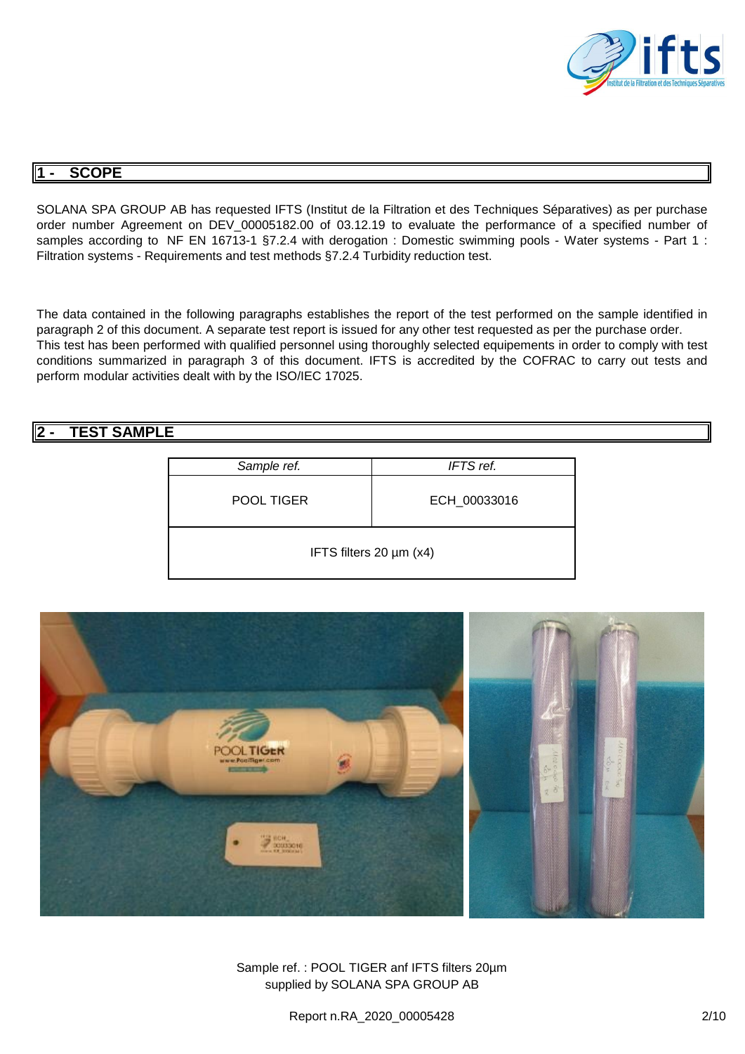## 1 - SCOPE

SOLANA SPA GROUP AB has requested IFTS (Institut de la Filtration et des Techniques Séparatives) as per purchase order number Agreement on DEV_00005182.00 of 03.12.19 to evaluate the performance of a specified number of samples according to NF EN 16713-1 §7.2.4 with derogation : Domestic swimming pools - Water systems - Part 1 : Filtration systems - Requirements and test methods §7.2.4 Turbidity reduction test.

The data contained in the following paragraphs establishes the report of the test performed on the sample identified in paragraph 2 of this document. A separate test report is issued for any other test requested as per the purchase order. This test has been performed with qualified personnel using thoroughly selected equipements in order to comply with test conditions summarized in paragraph 3 of this document. IFTS is accredited by the COFRAC to carry out tests and perform modular activities dealt with by the ISO/IEC 17025.

## 2 - TEST SAMPLE

| *Sample ref.* | *IFTS ref.* |
|---|---|
| POOL TIGER | ECH_00033016 |
| IFTS filters 20 µm (x4) | |

Sample ref. : POOL TIGER anf IFTS filters 20µm supplied by SOLANA SPA GROUP AB

Report n.RA_2020_00005428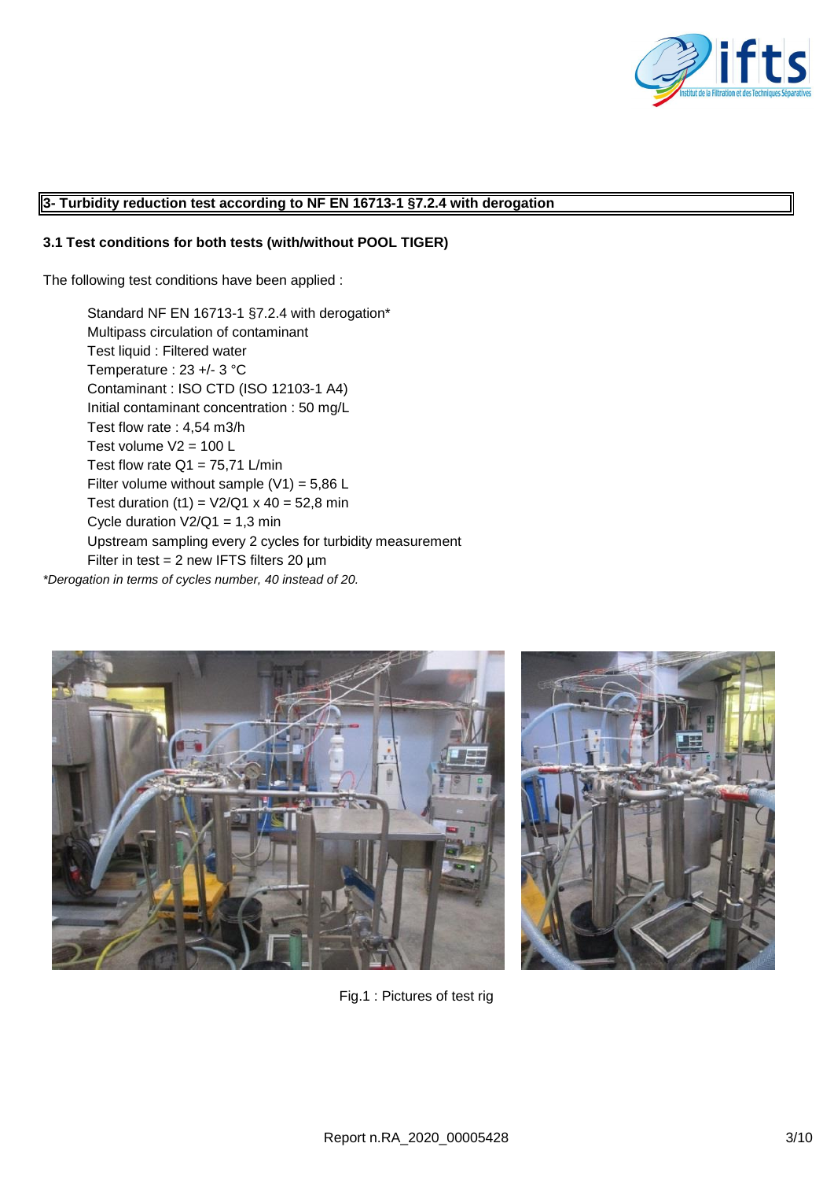## 3- Turbidity reduction test according to NF EN 16713-1 §7.2.4 with derogation

### 3.1 Test conditions for both tests (with/without POOL TIGER)

The following test conditions have been applied :

- Standard NF EN 16713-1 §7.2.4 with derogation*
- Multipass circulation of contaminant
- Test liquid : Filtered water
- Temperature : 23 +/- 3 °C
- Contaminant : ISO CTD (ISO 12103-1 A4)
- Initial contaminant concentration : 50 mg/L
- Test flow rate : 4,54 m3/h
- Test volume V2 = 100 L
- Test flow rate Q1 = 75,71 L/min
- Filter volume without sample (V1) = 5,86 L
- Test duration (t1) = V2/Q1 x 40 = 52,8 min
- Cycle duration V2/Q1 = 1,3 min
- Upstream sampling every 2 cycles for turbidity measurement
- Filter in test = 2 new IFTS filters 20 µm

*\*Derogation in terms of cycles number, 40 instead of 20.*

Fig.1 : Pictures of test rig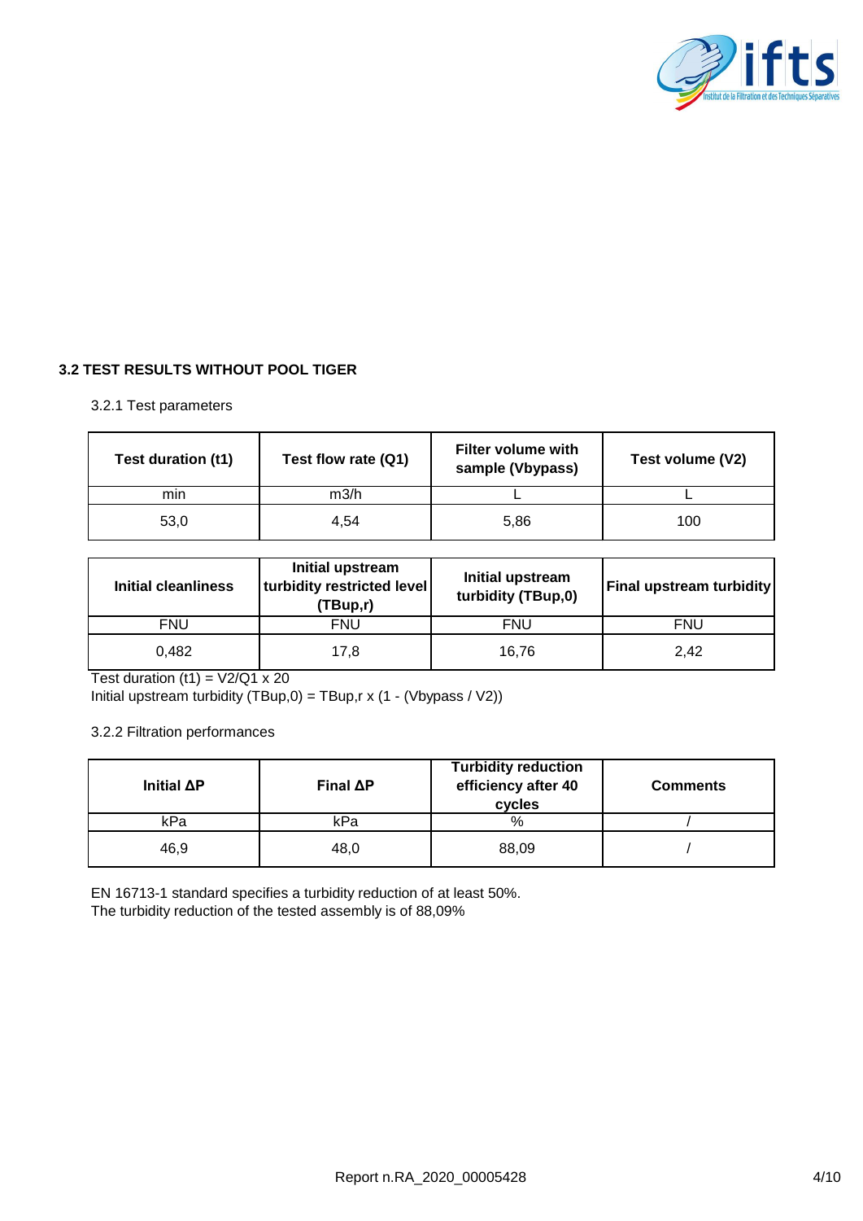### 3.2 TEST RESULTS WITHOUT POOL TIGER

3.2.1 Test parameters

| Test duration (t1) | Test flow rate (Q1) | Filter volume with sample (Vbypass) | Test volume (V2) |
|---|---|---|---|
| min | m3/h | L | L |
| 53,0 | 4,54 | 5,86 | 100 |

| Initial cleanliness | Initial upstream turbidity restricted level (TBup,r) | Initial upstream turbidity (TBup,0) | Final upstream turbidity |
|---|---|---|---|
| FNU | FNU | FNU | FNU |
| 0,482 | 17,8 | 16,76 | 2,42 |

Test duration (t1) = V2/Q1 x 20
Initial upstream turbidity (TBup,0) = TBup,r x (1 - (Vbypass / V2))

3.2.2 Filtration performances

| Initial ΔP | Final ΔP | Turbidity reduction efficiency after 40 cycles | Comments |
|---|---|---|---|
| kPa | kPa | % | / |
| 46,9 | 48,0 | 88,09 | / |

EN 16713-1 standard specifies a turbidity reduction of at least 50%.
The turbidity reduction of the tested assembly is of 88,09%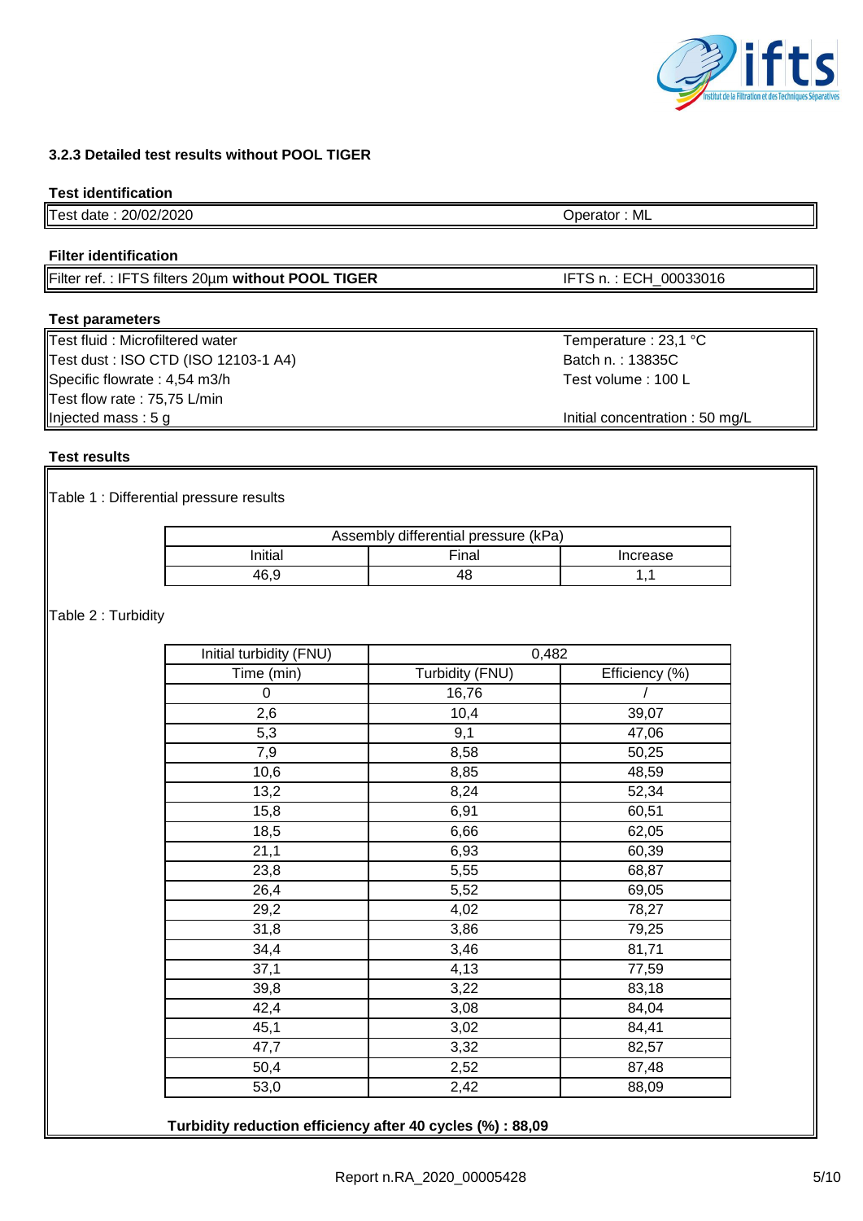### 3.2.3 Detailed test results without POOL TIGER

**Test identification**

| Test date : 20/02/2020 | Operator : ML |
|---|---|

**Filter identification**

| Filter ref. : IFTS filters 20µm **without POOL TIGER** | IFTS n. : ECH_00033016 |
|---|---|

**Test parameters**

| | |
|---|---|
| Test fluid : Microfiltered water | Temperature : 23,1 °C |
| Test dust : ISO CTD (ISO 12103-1 A4) | Batch n. : 13835C |
| Specific flowrate : 4,54 m3/h | Test volume : 100 L |
| Test flow rate : 75,75 L/min | |
| Injected mass : 5 g | Initial concentration : 50 mg/L |

**Test results**

Table 1 : Differential pressure results

| Assembly differential pressure (kPa) | | |
|---|---|---|
| Initial | Final | Increase |
| 46,9 | 48 | 1,1 |

Table 2 : Turbidity

| Initial turbidity (FNU) | 0,482 | |
|---|---|---|
| Time (min) | Turbidity (FNU) | Efficiency (%) |
| 0 | 16,76 | / |
| 2,6 | 10,4 | 39,07 |
| 5,3 | 9,1 | 47,06 |
| 7,9 | 8,58 | 50,25 |
| 10,6 | 8,85 | 48,59 |
| 13,2 | 8,24 | 52,34 |
| 15,8 | 6,91 | 60,51 |
| 18,5 | 6,66 | 62,05 |
| 21,1 | 6,93 | 60,39 |
| 23,8 | 5,55 | 68,87 |
| 26,4 | 5,52 | 69,05 |
| 29,2 | 4,02 | 78,27 |
| 31,8 | 3,86 | 79,25 |
| 34,4 | 3,46 | 81,71 |
| 37,1 | 4,13 | 77,59 |
| 39,8 | 3,22 | 83,18 |
| 42,4 | 3,08 | 84,04 |
| 45,1 | 3,02 | 84,41 |
| 47,7 | 3,32 | 82,57 |
| 50,4 | 2,52 | 87,48 |
| 53,0 | 2,42 | 88,09 |

**Turbidity reduction efficiency after 40 cycles (%) : 88,09**

Report n.RA_2020_00005428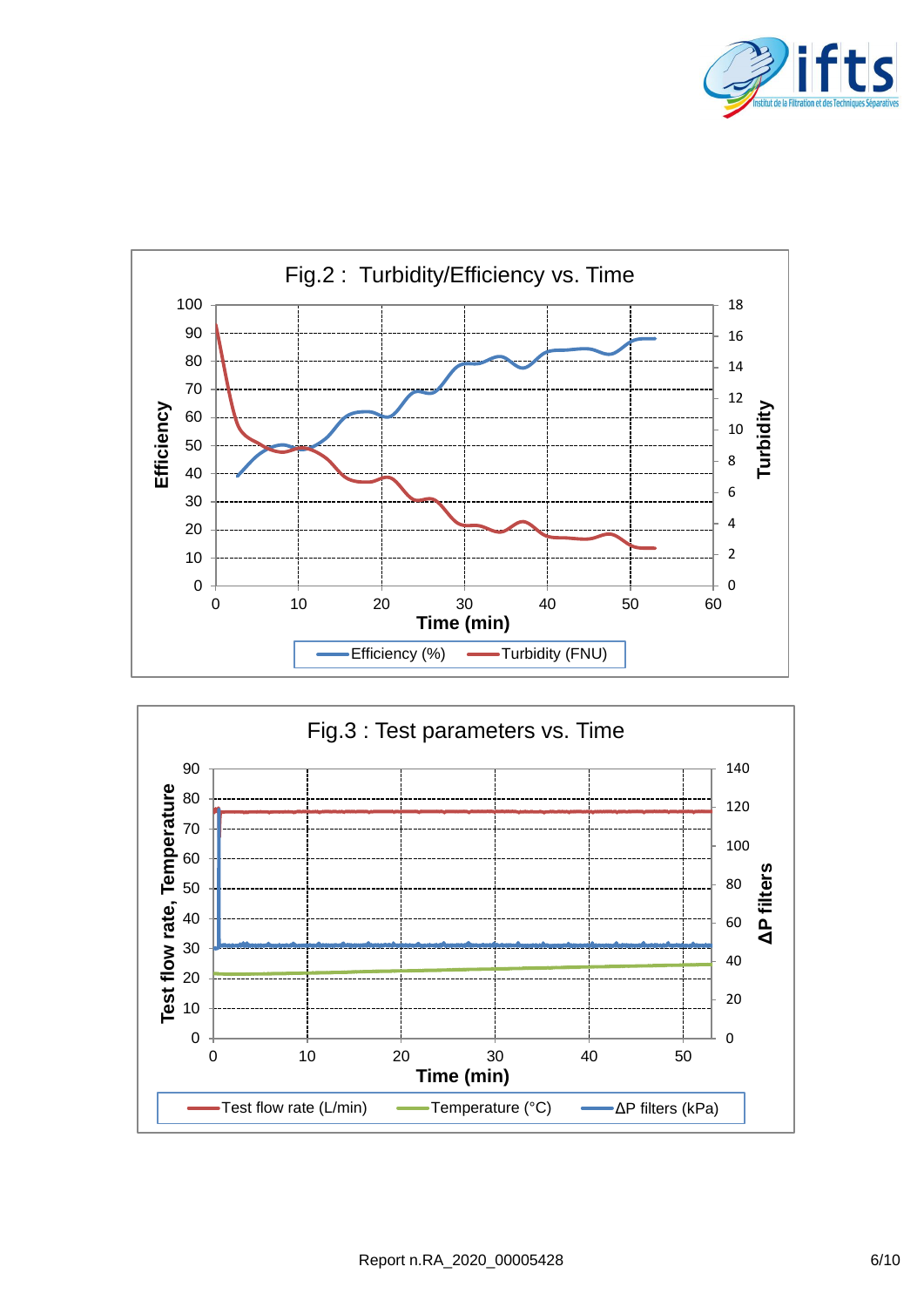Fig.2 : Turbidity/Efficiency vs. Time

Efficiency (%) — Turbidity (FNU)

Fig.3 : Test parameters vs. Time

Test flow rate (L/min) — Temperature (°C) — ΔP filters (kPa)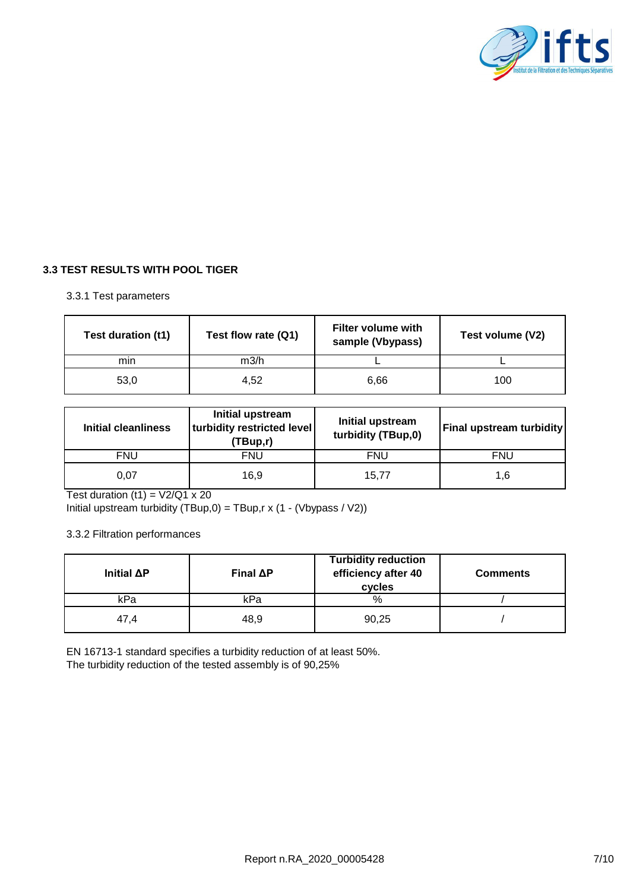### 3.3 TEST RESULTS WITH POOL TIGER

#### 3.3.1 Test parameters

| Test duration (t1) | Test flow rate (Q1) | Filter volume with sample (Vbypass) | Test volume (V2) |
|---|---|---|---|
| min | m3/h | L | L |
| 53,0 | 4,52 | 6,66 | 100 |

| Initial cleanliness | Initial upstream turbidity restricted level (TBup,r) | Initial upstream turbidity (TBup,0) | Final upstream turbidity |
|---|---|---|---|
| FNU | FNU | FNU | FNU |
| 0,07 | 16,9 | 15,77 | 1,6 |

Test duration (t1) = V2/Q1 x 20

Initial upstream turbidity (TBup,0) = TBup,r x (1 - (Vbypass / V2))

#### 3.3.2 Filtration performances

| Initial ΔP | Final ΔP | Turbidity reduction efficiency after 40 cycles | Comments |
|---|---|---|---|
| kPa | kPa | % | / |
| 47,4 | 48,9 | 90,25 | / |

EN 16713-1 standard specifies a turbidity reduction of at least 50%.

The turbidity reduction of the tested assembly is of 90,25%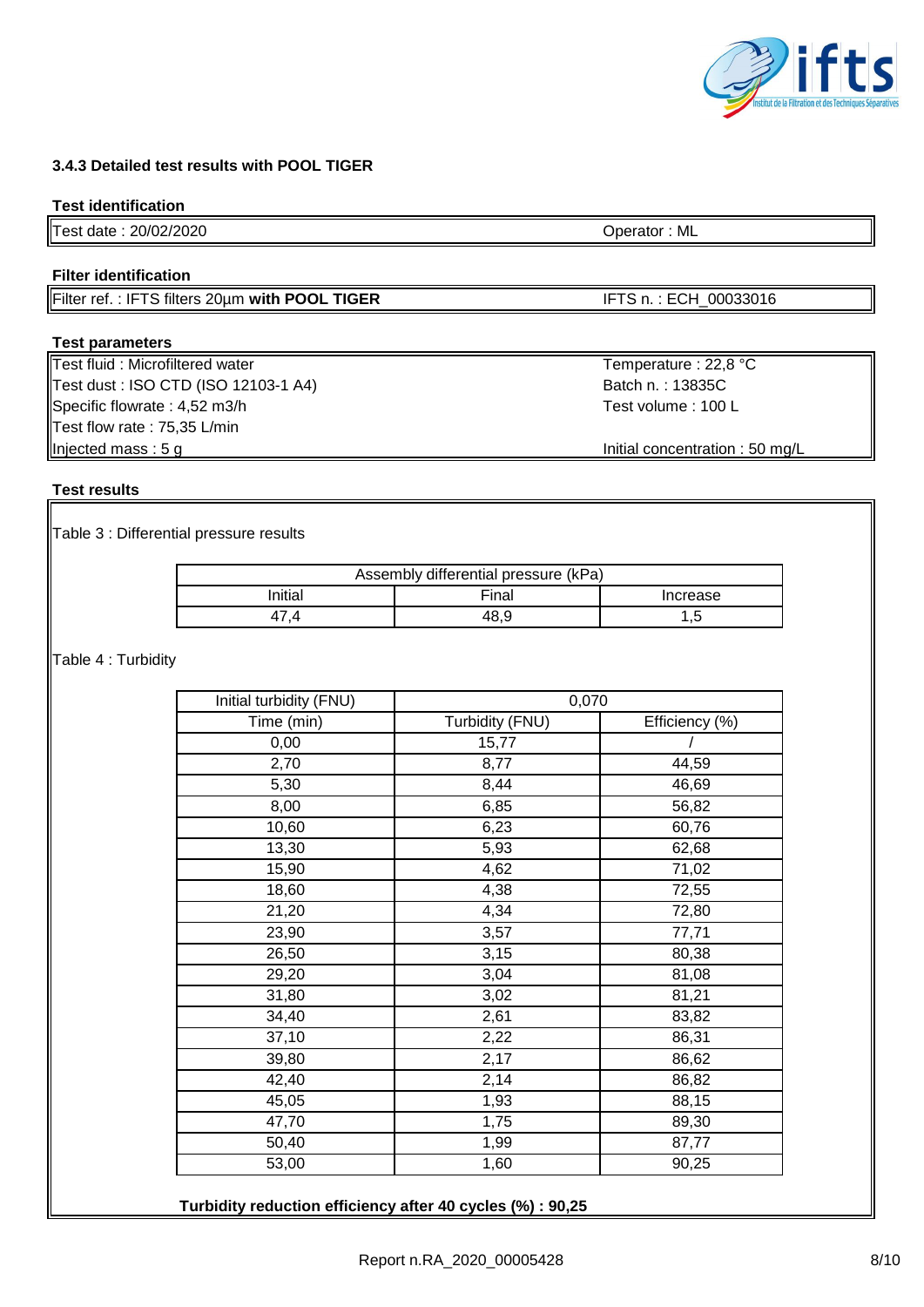### 3.4.3 Detailed test results with POOL TIGER

**Test identification**

| Test date : 20/02/2020 | Operator : ML |
|---|---|

**Filter identification**

| Filter ref. : IFTS filters 20µm **with POOL TIGER** | IFTS n. : ECH_00033016 |
|---|---|

**Test parameters**

| | |
|---|---|
| Test fluid : Microfiltered water | Temperature : 22,8 °C |
| Test dust : ISO CTD (ISO 12103-1 A4) | Batch n. : 13835C |
| Specific flowrate : 4,52 m3/h | Test volume : 100 L |
| Test flow rate : 75,35 L/min | |
| Injected mass : 5 g | Initial concentration : 50 mg/L |

**Test results**

Table 3 : Differential pressure results

| Assembly differential pressure (kPa) | | |
|---|---|---|
| Initial | Final | Increase |
| 47,4 | 48,9 | 1,5 |

Table 4 : Turbidity

| Initial turbidity (FNU) | 0,070 | |
|---|---|---|
| Time (min) | Turbidity (FNU) | Efficiency (%) |
| 0,00 | 15,77 | / |
| 2,70 | 8,77 | 44,59 |
| 5,30 | 8,44 | 46,69 |
| 8,00 | 6,85 | 56,82 |
| 10,60 | 6,23 | 60,76 |
| 13,30 | 5,93 | 62,68 |
| 15,90 | 4,62 | 71,02 |
| 18,60 | 4,38 | 72,55 |
| 21,20 | 4,34 | 72,80 |
| 23,90 | 3,57 | 77,71 |
| 26,50 | 3,15 | 80,38 |
| 29,20 | 3,04 | 81,08 |
| 31,80 | 3,02 | 81,21 |
| 34,40 | 2,61 | 83,82 |
| 37,10 | 2,22 | 86,31 |
| 39,80 | 2,17 | 86,62 |
| 42,40 | 2,14 | 86,82 |
| 45,05 | 1,93 | 88,15 |
| 47,70 | 1,75 | 89,30 |
| 50,40 | 1,99 | 87,77 |
| 53,00 | 1,60 | 90,25 |

**Turbidity reduction efficiency after 40 cycles (%) : 90,25**

Report n.RA_2020_00005428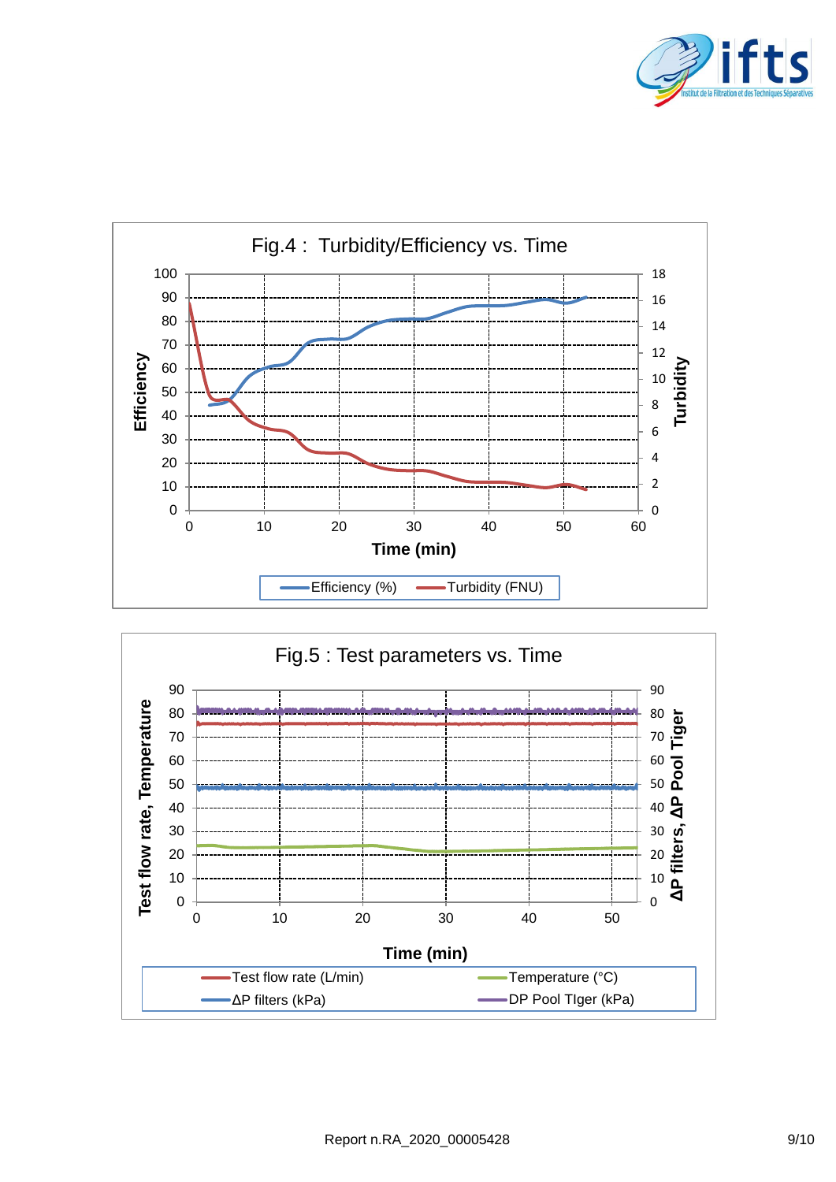**Fig.4 : Turbidity/Efficiency vs. Time**

Efficiency (%) — Turbidity (FNU)

Axes: Efficiency (0–100), Turbidity (0–18), Time (min) (0–60)

**Fig.5 : Test parameters vs. Time**

Test flow rate (L/min) — Temperature (°C) — ΔP filters (kPa) — DP Pool TIger (kPa)

Axes: Test flow rate, Temperature (0–90); ΔP filters, ΔP Pool Tiger (0–90); Time (min) (0–50)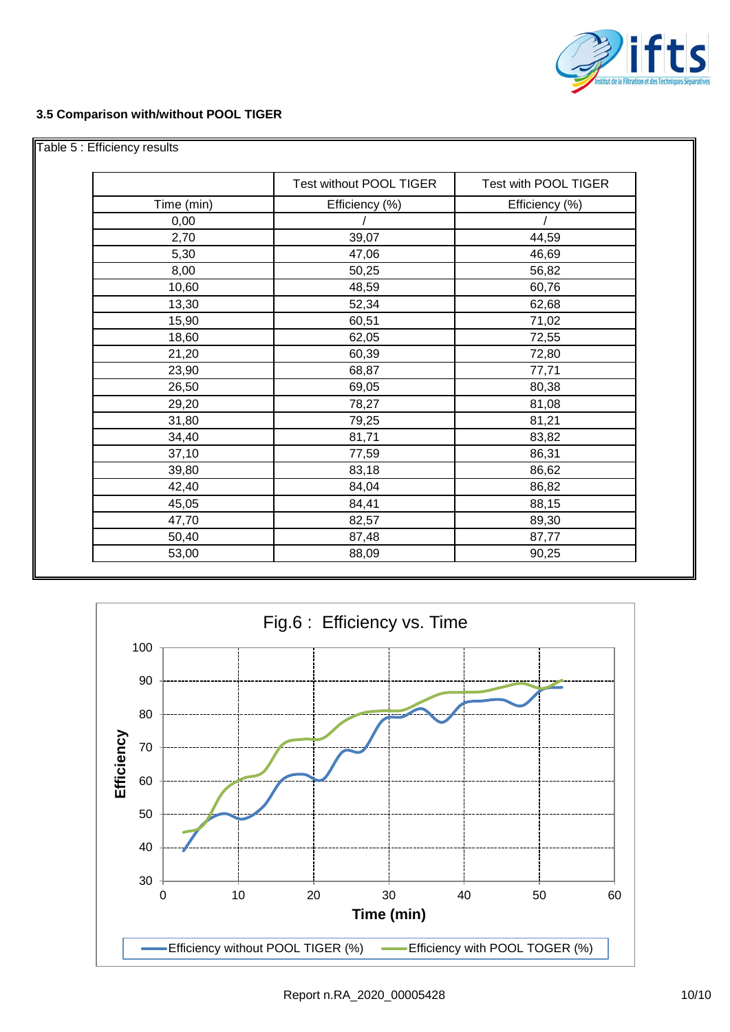### 3.5 Comparison with/without POOL TIGER

Table 5 : Efficiency results

| | Test without POOL TIGER | Test with POOL TIGER |
|---|---|---|
| Time (min) | Efficiency (%) | Efficiency (%) |
| 0,00 | / | / |
| 2,70 | 39,07 | 44,59 |
| 5,30 | 47,06 | 46,69 |
| 8,00 | 50,25 | 56,82 |
| 10,60 | 48,59 | 60,76 |
| 13,30 | 52,34 | 62,68 |
| 15,90 | 60,51 | 71,02 |
| 18,60 | 62,05 | 72,55 |
| 21,20 | 60,39 | 72,80 |
| 23,90 | 68,87 | 77,71 |
| 26,50 | 69,05 | 80,38 |
| 29,20 | 78,27 | 81,08 |
| 31,80 | 79,25 | 81,21 |
| 34,40 | 81,71 | 83,82 |
| 37,10 | 77,59 | 86,31 |
| 39,80 | 83,18 | 86,62 |
| 42,40 | 84,04 | 86,82 |
| 45,05 | 84,41 | 88,15 |
| 47,70 | 82,57 | 89,30 |
| 50,40 | 87,48 | 87,77 |
| 53,00 | 88,09 | 90,25 |

Fig.6 : Efficiency vs. Time

Efficiency

100
90
80
70
60
50
40
30

0 10 20 30 40 50 60

Time (min)

Efficiency without POOL TIGER (%)
Efficiency with POOL TOGER (%)

Report n.RA_2020_00005428